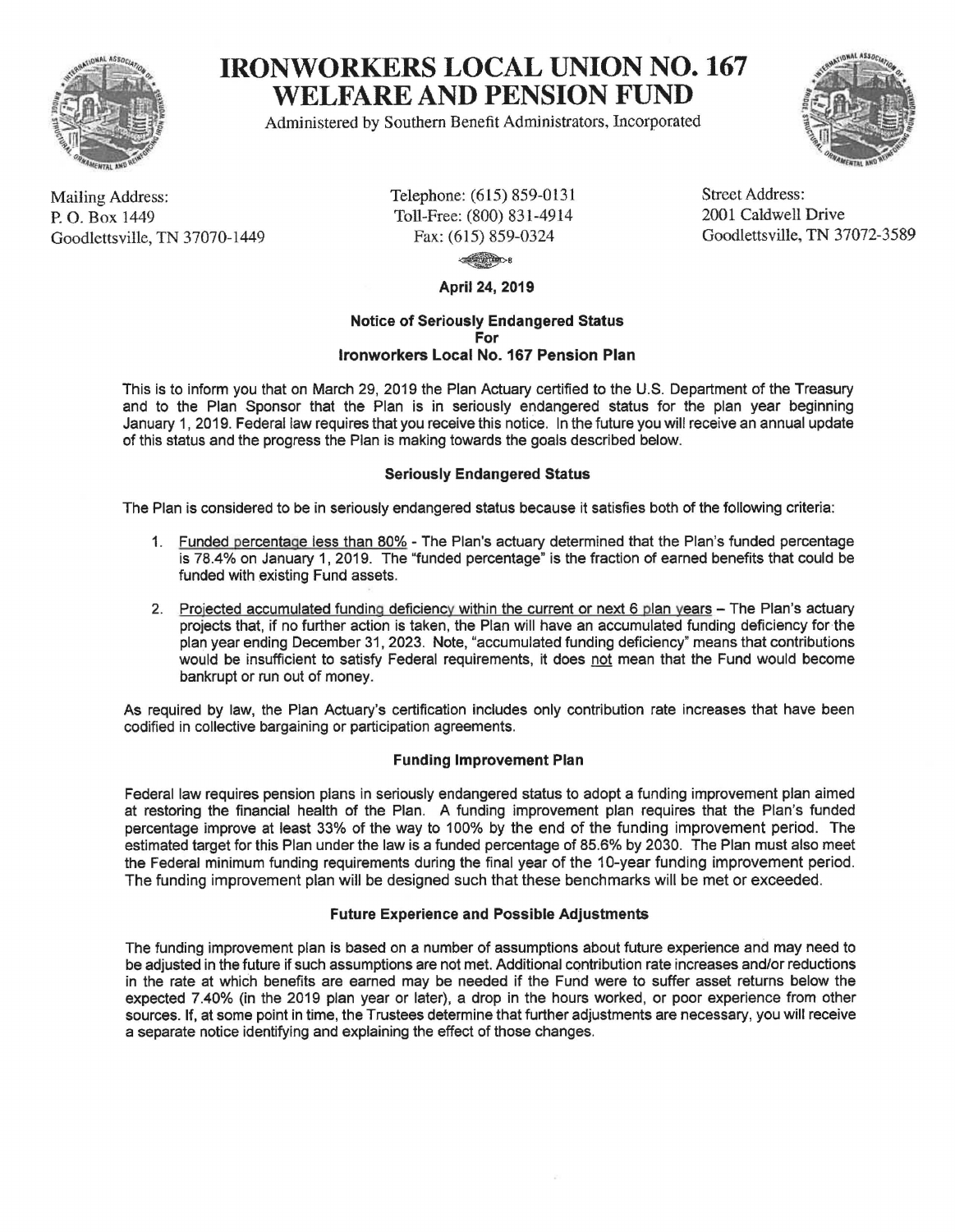# IRONWORKERS LOCAL UNION NO. 167 WELFARE AND PENSION FUND

Administered by Southern Benefit Administrators, Incorporated

Mailing Address:
P. O. Box 1449
Goodlettsville, TN 37070-1449

Telephone: (615) 859-0131
Toll-Free: (800) 831-4914
Fax: (615) 859-0324

Street Address:
2001 Caldwell Drive
Goodlettsville, TN 37072-3589

**April 24, 2019**

## Notice of Seriously Endangered Status For Ironworkers Local No. 167 Pension Plan

This is to inform you that on March 29, 2019 the Plan Actuary certified to the U.S. Department of the Treasury and to the Plan Sponsor that the Plan is in seriously endangered status for the plan year beginning January 1, 2019. Federal law requires that you receive this notice. In the future you will receive an annual update of this status and the progress the Plan is making towards the goals described below.

### Seriously Endangered Status

The Plan is considered to be in seriously endangered status because it satisfies both of the following criteria:

1. Funded percentage less than 80% - The Plan's actuary determined that the Plan's funded percentage is 78.4% on January 1, 2019. The "funded percentage" is the fraction of earned benefits that could be funded with existing Fund assets.
2. Projected accumulated funding deficiency within the current or next 6 plan years – The Plan's actuary projects that, if no further action is taken, the Plan will have an accumulated funding deficiency for the plan year ending December 31, 2023. Note, "accumulated funding deficiency" means that contributions would be insufficient to satisfy Federal requirements, it does not mean that the Fund would become bankrupt or run out of money.

As required by law, the Plan Actuary's certification includes only contribution rate increases that have been codified in collective bargaining or participation agreements.

### Funding Improvement Plan

Federal law requires pension plans in seriously endangered status to adopt a funding improvement plan aimed at restoring the financial health of the Plan. A funding improvement plan requires that the Plan's funded percentage improve at least 33% of the way to 100% by the end of the funding improvement period. The estimated target for this Plan under the law is a funded percentage of 85.6% by 2030. The Plan must also meet the Federal minimum funding requirements during the final year of the 10-year funding improvement period. The funding improvement plan will be designed such that these benchmarks will be met or exceeded.

### Future Experience and Possible Adjustments

The funding improvement plan is based on a number of assumptions about future experience and may need to be adjusted in the future if such assumptions are not met. Additional contribution rate increases and/or reductions in the rate at which benefits are earned may be needed if the Fund were to suffer asset returns below the expected 7.40% (in the 2019 plan year or later), a drop in the hours worked, or poor experience from other sources. If, at some point in time, the Trustees determine that further adjustments are necessary, you will receive a separate notice identifying and explaining the effect of those changes.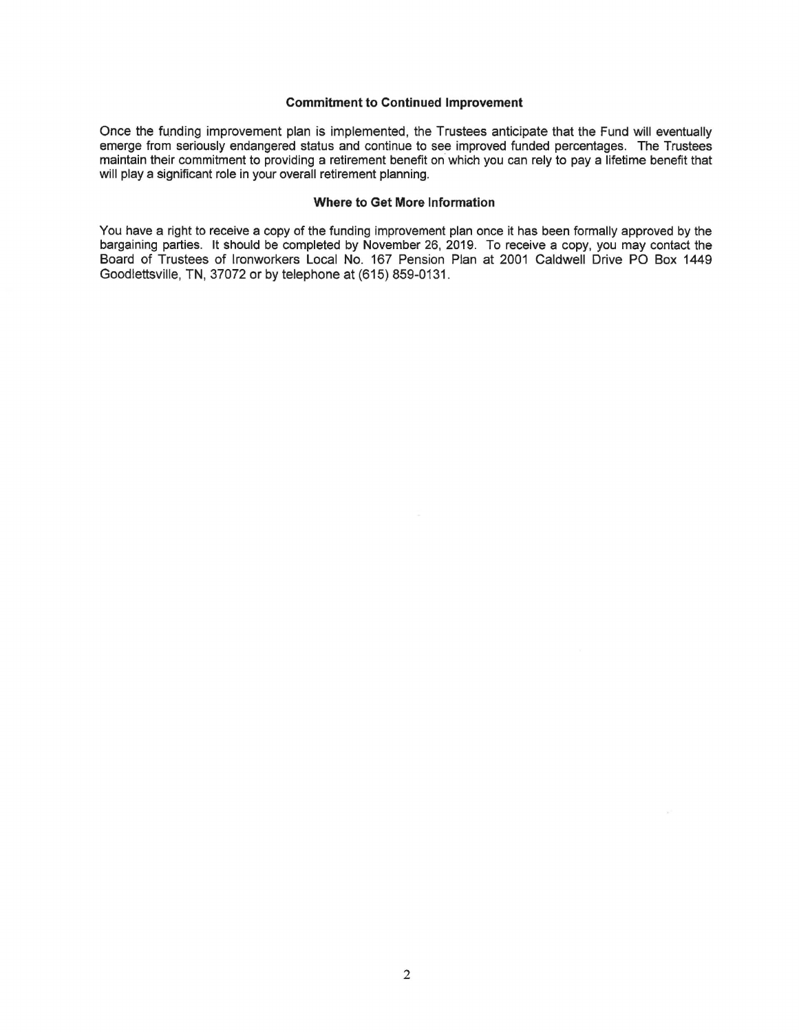### Commitment to Continued Improvement

Once the funding improvement plan is implemented, the Trustees anticipate that the Fund will eventually emerge from seriously endangered status and continue to see improved funded percentages. The Trustees maintain their commitment to providing a retirement benefit on which you can rely to pay a lifetime benefit that will play a significant role in your overall retirement planning.

### Where to Get More Information

You have a right to receive a copy of the funding improvement plan once it has been formally approved by the bargaining parties. It should be completed by November 26, 2019. To receive a copy, you may contact the Board of Trustees of Ironworkers Local No. 167 Pension Plan at 2001 Caldwell Drive PO Box 1449 Goodlettsville, TN, 37072 or by telephone at (615) 859-0131.